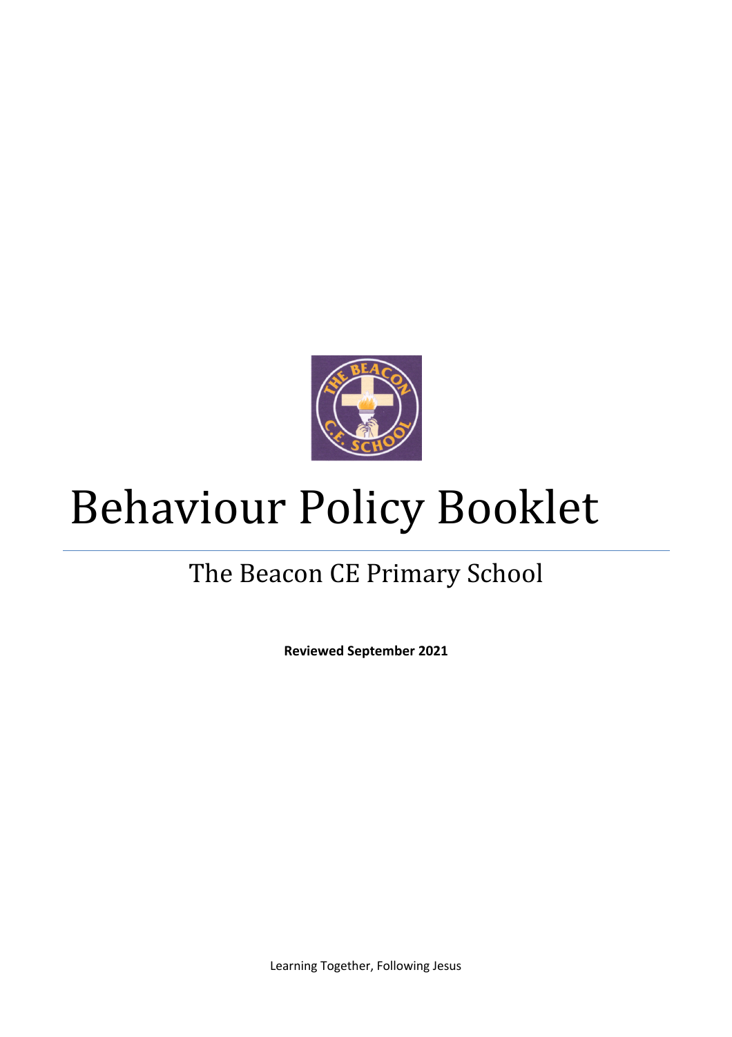# Behaviour Policy Booklet

## The Beacon CE Primary School

**Reviewed September 2021**

Learning Together, Following Jesus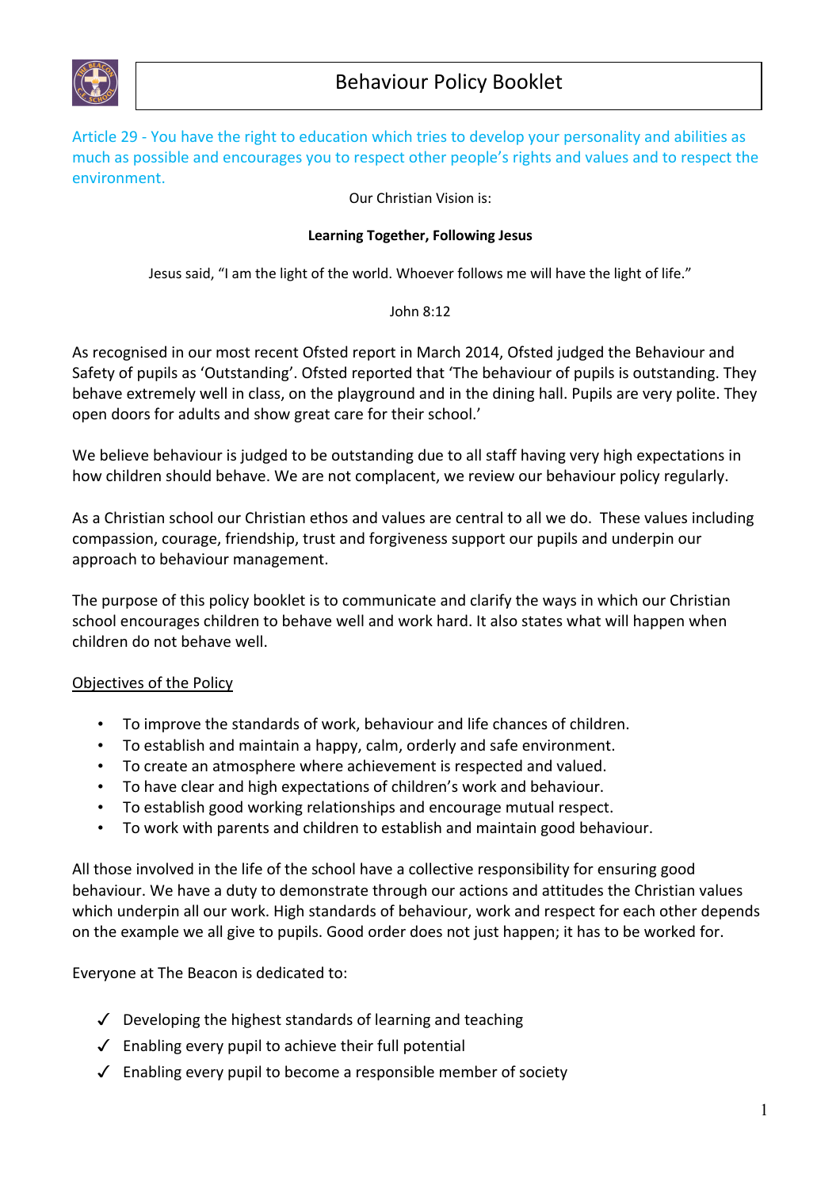# Behaviour Policy Booklet

Article 29 - You have the right to education which tries to develop your personality and abilities as much as possible and encourages you to respect other people's rights and values and to respect the environment.

Our Christian Vision is:

**Learning Together, Following Jesus**

Jesus said, "I am the light of the world. Whoever follows me will have the light of life."

John 8:12

As recognised in our most recent Ofsted report in March 2014, Ofsted judged the Behaviour and Safety of pupils as 'Outstanding'. Ofsted reported that 'The behaviour of pupils is outstanding. They behave extremely well in class, on the playground and in the dining hall. Pupils are very polite. They open doors for adults and show great care for their school.'

We believe behaviour is judged to be outstanding due to all staff having very high expectations in how children should behave. We are not complacent, we review our behaviour policy regularly.

As a Christian school our Christian ethos and values are central to all we do. These values including compassion, courage, friendship, trust and forgiveness support our pupils and underpin our approach to behaviour management.

The purpose of this policy booklet is to communicate and clarify the ways in which our Christian school encourages children to behave well and work hard. It also states what will happen when children do not behave well.

## Objectives of the Policy

- To improve the standards of work, behaviour and life chances of children.
- To establish and maintain a happy, calm, orderly and safe environment.
- To create an atmosphere where achievement is respected and valued.
- To have clear and high expectations of children's work and behaviour.
- To establish good working relationships and encourage mutual respect.
- To work with parents and children to establish and maintain good behaviour.

All those involved in the life of the school have a collective responsibility for ensuring good behaviour. We have a duty to demonstrate through our actions and attitudes the Christian values which underpin all our work. High standards of behaviour, work and respect for each other depends on the example we all give to pupils. Good order does not just happen; it has to be worked for.

Everyone at The Beacon is dedicated to:

- ✓ Developing the highest standards of learning and teaching
- ✓ Enabling every pupil to achieve their full potential
- ✓ Enabling every pupil to become a responsible member of society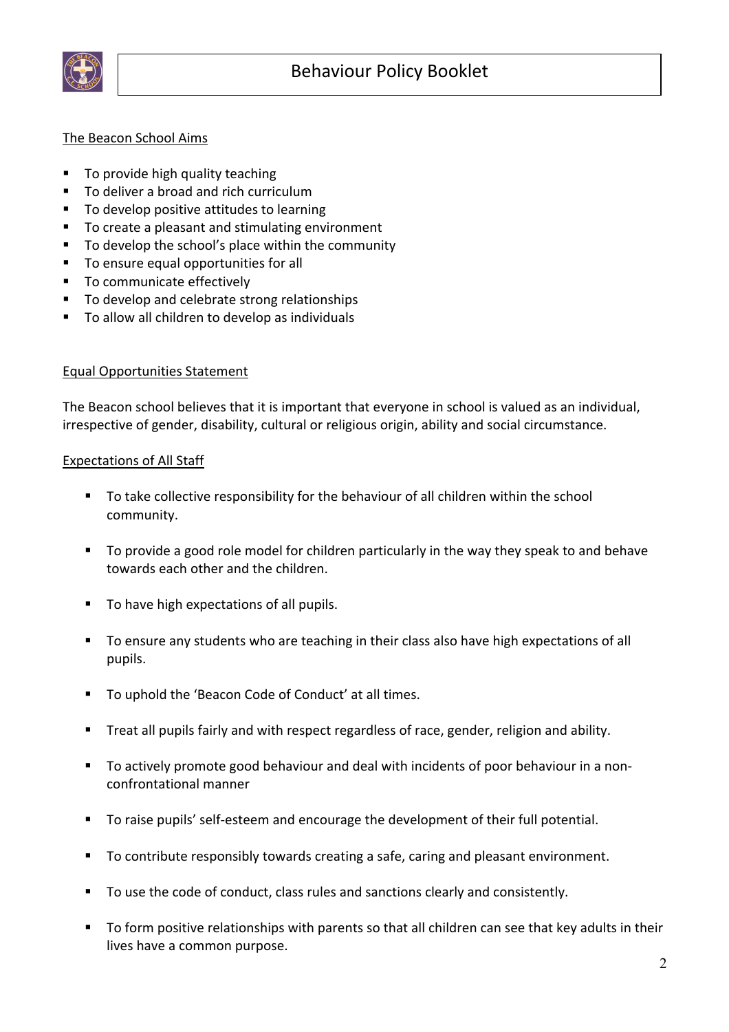# Behaviour Policy Booklet

## The Beacon School Aims

- To provide high quality teaching
- To deliver a broad and rich curriculum
- To develop positive attitudes to learning
- To create a pleasant and stimulating environment
- To develop the school's place within the community
- To ensure equal opportunities for all
- To communicate effectively
- To develop and celebrate strong relationships
- To allow all children to develop as individuals

## Equal Opportunities Statement

The Beacon school believes that it is important that everyone in school is valued as an individual, irrespective of gender, disability, cultural or religious origin, ability and social circumstance.

## Expectations of All Staff

- To take collective responsibility for the behaviour of all children within the school community.
- To provide a good role model for children particularly in the way they speak to and behave towards each other and the children.
- To have high expectations of all pupils.
- To ensure any students who are teaching in their class also have high expectations of all pupils.
- To uphold the 'Beacon Code of Conduct' at all times.
- Treat all pupils fairly and with respect regardless of race, gender, religion and ability.
- To actively promote good behaviour and deal with incidents of poor behaviour in a non-confrontational manner
- To raise pupils' self-esteem and encourage the development of their full potential.
- To contribute responsibly towards creating a safe, caring and pleasant environment.
- To use the code of conduct, class rules and sanctions clearly and consistently.
- To form positive relationships with parents so that all children can see that key adults in their lives have a common purpose.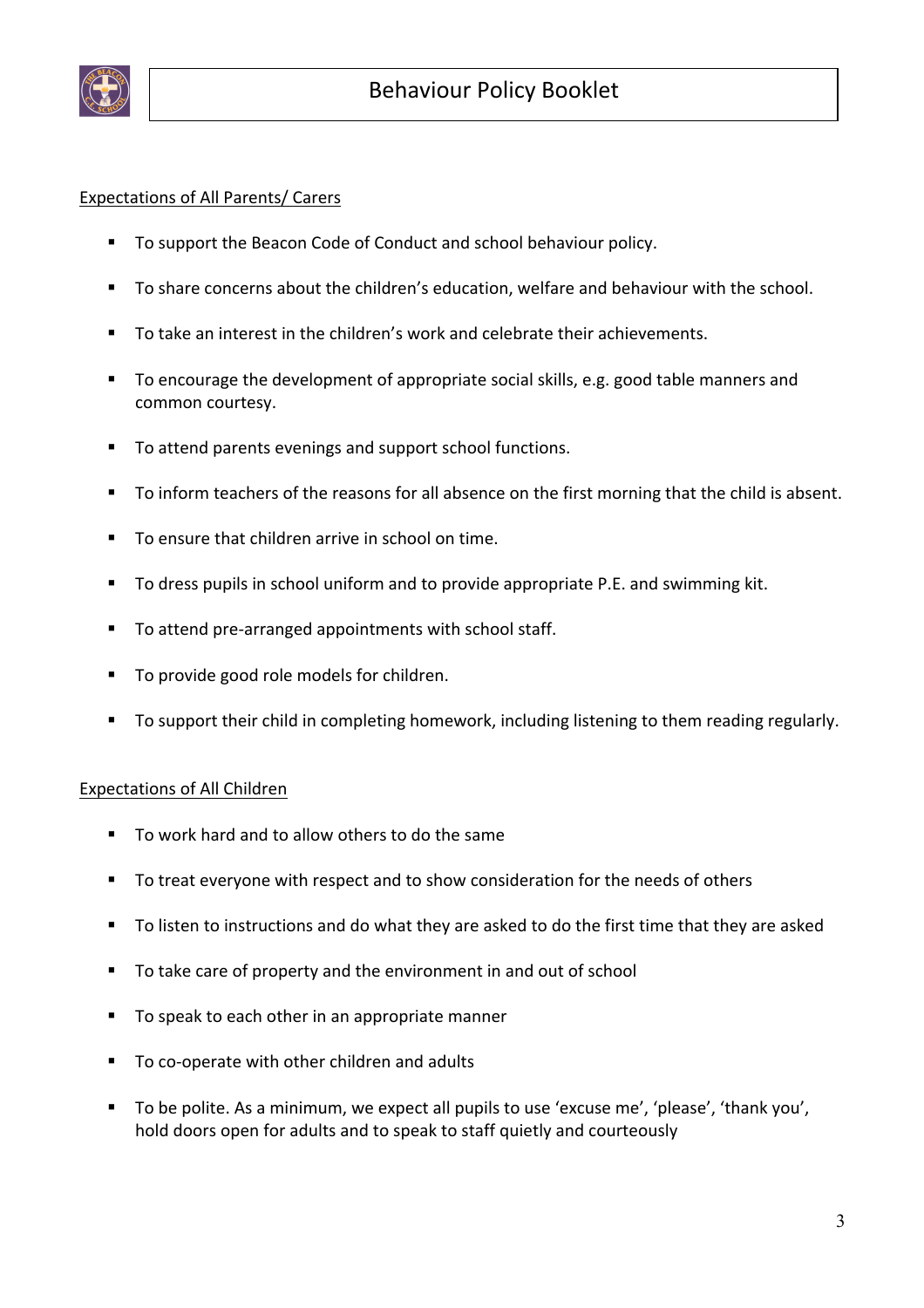Expectations of All Parents/ Carers

- To support the Beacon Code of Conduct and school behaviour policy.
- To share concerns about the children's education, welfare and behaviour with the school.
- To take an interest in the children's work and celebrate their achievements.
- To encourage the development of appropriate social skills, e.g. good table manners and common courtesy.
- To attend parents evenings and support school functions.
- To inform teachers of the reasons for all absence on the first morning that the child is absent.
- To ensure that children arrive in school on time.
- To dress pupils in school uniform and to provide appropriate P.E. and swimming kit.
- To attend pre-arranged appointments with school staff.
- To provide good role models for children.
- To support their child in completing homework, including listening to them reading regularly.

Expectations of All Children

- To work hard and to allow others to do the same
- To treat everyone with respect and to show consideration for the needs of others
- To listen to instructions and do what they are asked to do the first time that they are asked
- To take care of property and the environment in and out of school
- To speak to each other in an appropriate manner
- To co-operate with other children and adults
- To be polite. As a minimum, we expect all pupils to use 'excuse me', 'please', 'thank you', hold doors open for adults and to speak to staff quietly and courteously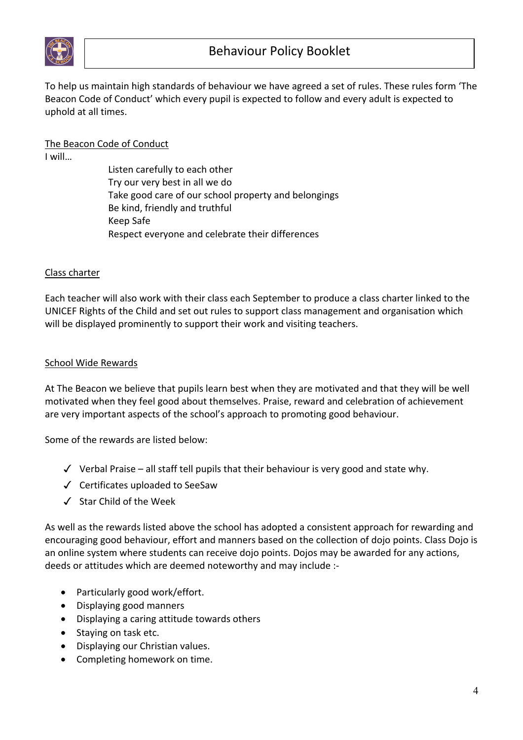To help us maintain high standards of behaviour we have agreed a set of rules. These rules form 'The Beacon Code of Conduct' which every pupil is expected to follow and every adult is expected to uphold at all times.

## The Beacon Code of Conduct

I will…

Listen carefully to each other
Try our very best in all we do
Take good care of our school property and belongings
Be kind, friendly and truthful
Keep Safe
Respect everyone and celebrate their differences

## Class charter

Each teacher will also work with their class each September to produce a class charter linked to the UNICEF Rights of the Child and set out rules to support class management and organisation which will be displayed prominently to support their work and visiting teachers.

## School Wide Rewards

At The Beacon we believe that pupils learn best when they are motivated and that they will be well motivated when they feel good about themselves. Praise, reward and celebration of achievement are very important aspects of the school's approach to promoting good behaviour.

Some of the rewards are listed below:

- ✓ Verbal Praise – all staff tell pupils that their behaviour is very good and state why.
- ✓ Certificates uploaded to SeeSaw
- ✓ Star Child of the Week

As well as the rewards listed above the school has adopted a consistent approach for rewarding and encouraging good behaviour, effort and manners based on the collection of dojo points. Class Dojo is an online system where students can receive dojo points. Dojos may be awarded for any actions, deeds or attitudes which are deemed noteworthy and may include :-

- Particularly good work/effort.
- Displaying good manners
- Displaying a caring attitude towards others
- Staying on task etc.
- Displaying our Christian values.
- Completing homework on time.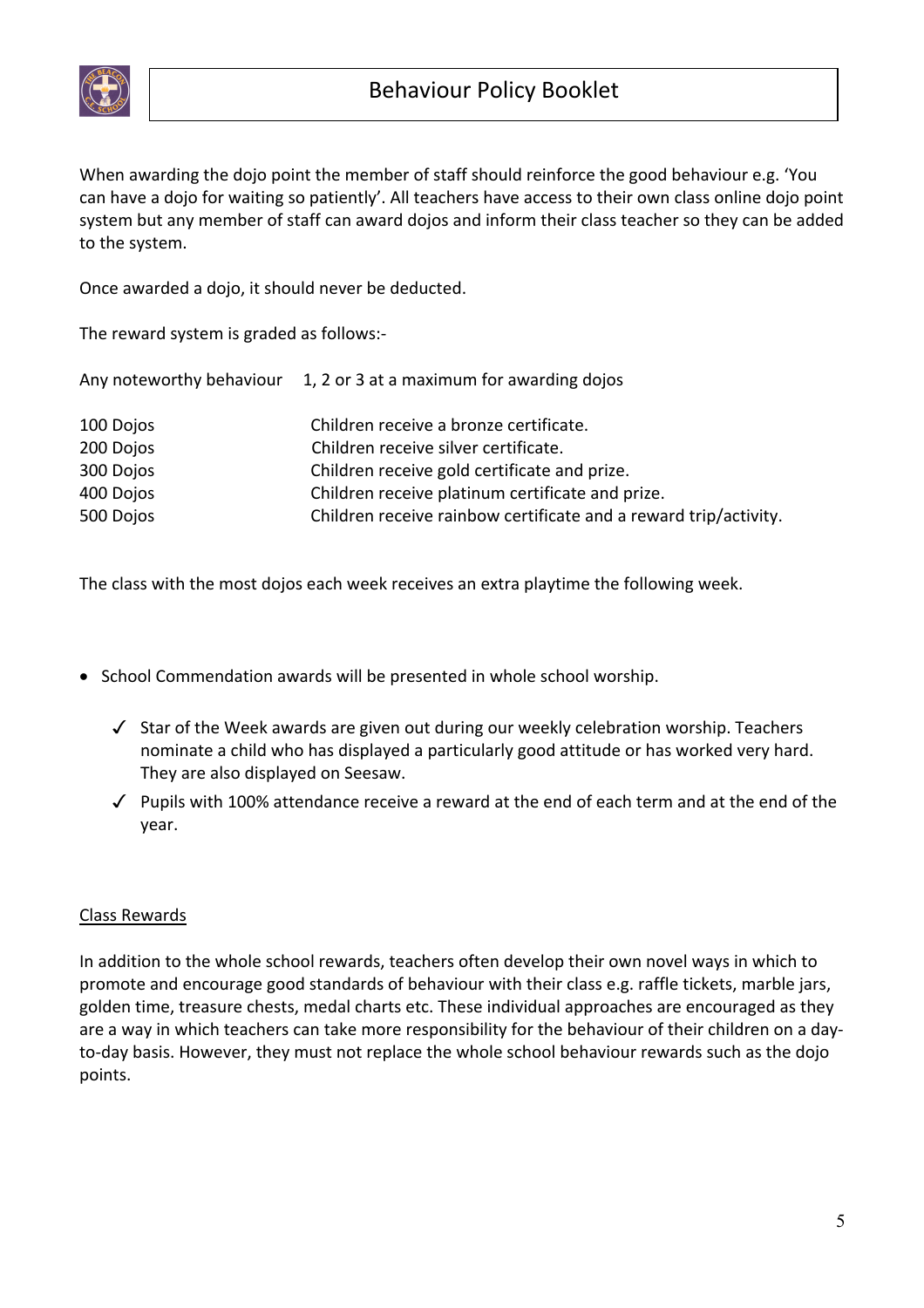When awarding the dojo point the member of staff should reinforce the good behaviour e.g. 'You can have a dojo for waiting so patiently'. All teachers have access to their own class online dojo point system but any member of staff can award dojos and inform their class teacher so they can be added to the system.

Once awarded a dojo, it should never be deducted.

The reward system is graded as follows:-

| | |
|---|---|
| Any noteworthy behaviour | 1, 2 or 3 at a maximum for awarding dojos |
| 100 Dojos | Children receive a bronze certificate. |
| 200 Dojos | Children receive silver certificate. |
| 300 Dojos | Children receive gold certificate and prize. |
| 400 Dojos | Children receive platinum certificate and prize. |
| 500 Dojos | Children receive rainbow certificate and a reward trip/activity. |

The class with the most dojos each week receives an extra playtime the following week.

- School Commendation awards will be presented in whole school worship.
  - ✓ Star of the Week awards are given out during our weekly celebration worship. Teachers nominate a child who has displayed a particularly good attitude or has worked very hard. They are also displayed on Seesaw.
  - ✓ Pupils with 100% attendance receive a reward at the end of each term and at the end of the year.

<u>Class Rewards</u>

In addition to the whole school rewards, teachers often develop their own novel ways in which to promote and encourage good standards of behaviour with their class e.g. raffle tickets, marble jars, golden time, treasure chests, medal charts etc. These individual approaches are encouraged as they are a way in which teachers can take more responsibility for the behaviour of their children on a day-to-day basis. However, they must not replace the whole school behaviour rewards such as the dojo points.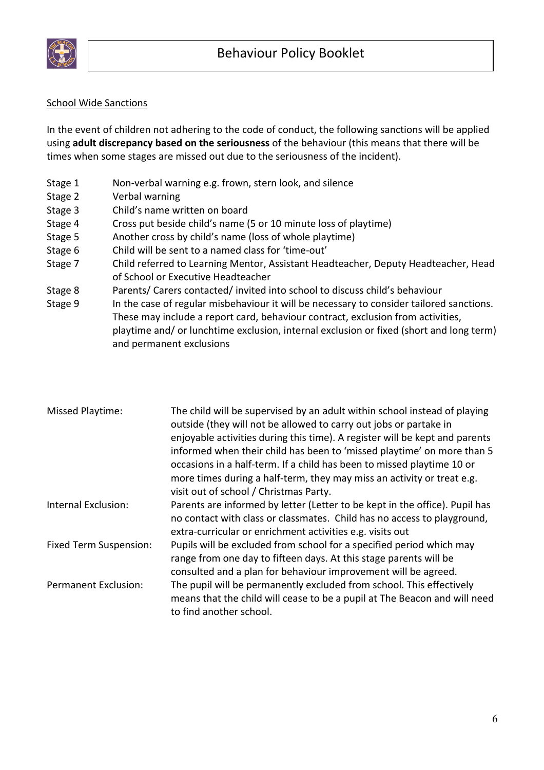## School Wide Sanctions

In the event of children not adhering to the code of conduct, the following sanctions will be applied using **adult discrepancy based on the seriousness** of the behaviour (this means that there will be times when some stages are missed out due to the seriousness of the incident).

| Stage | Sanction |
|---|---|
| Stage 1 | Non-verbal warning e.g. frown, stern look, and silence |
| Stage 2 | Verbal warning |
| Stage 3 | Child's name written on board |
| Stage 4 | Cross put beside child's name (5 or 10 minute loss of playtime) |
| Stage 5 | Another cross by child's name (loss of whole playtime) |
| Stage 6 | Child will be sent to a named class for 'time-out' |
| Stage 7 | Child referred to Learning Mentor, Assistant Headteacher, Deputy Headteacher, Head of School or Executive Headteacher |
| Stage 8 | Parents/ Carers contacted/ invited into school to discuss child's behaviour |
| Stage 9 | In the case of regular misbehaviour it will be necessary to consider tailored sanctions. These may include a report card, behaviour contract, exclusion from activities, playtime and/ or lunchtime exclusion, internal exclusion or fixed (short and long term) and permanent exclusions |

| Sanction | Description |
|---|---|
| Missed Playtime: | The child will be supervised by an adult within school instead of playing outside (they will not be allowed to carry out jobs or partake in enjoyable activities during this time). A register will be kept and parents informed when their child has been to 'missed playtime' on more than 5 occasions in a half-term. If a child has been to missed playtime 10 or more times during a half-term, they may miss an activity or treat e.g. visit out of school / Christmas Party. |
| Internal Exclusion: | Parents are informed by letter (Letter to be kept in the office). Pupil has no contact with class or classmates. Child has no access to playground, extra-curricular or enrichment activities e.g. visits out |
| Fixed Term Suspension: | Pupils will be excluded from school for a specified period which may range from one day to fifteen days. At this stage parents will be consulted and a plan for behaviour improvement will be agreed. |
| Permanent Exclusion: | The pupil will be permanently excluded from school. This effectively means that the child will cease to be a pupil at The Beacon and will need to find another school. |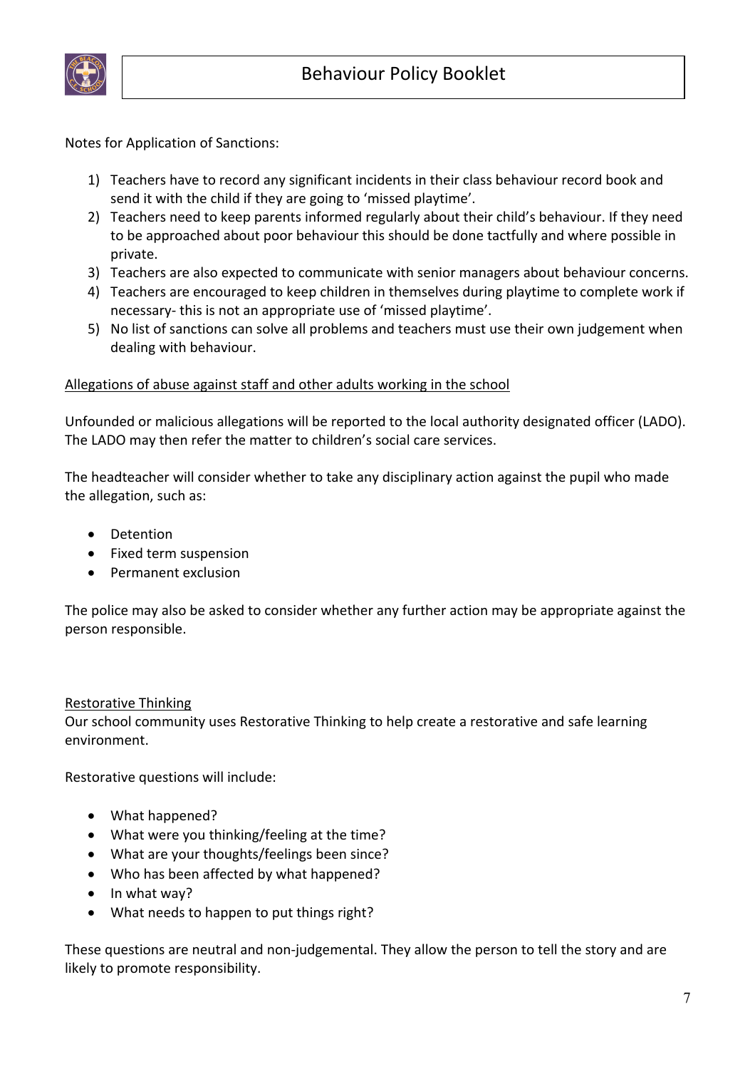Notes for Application of Sanctions:

1) Teachers have to record any significant incidents in their class behaviour record book and send it with the child if they are going to 'missed playtime'.
2) Teachers need to keep parents informed regularly about their child's behaviour. If they need to be approached about poor behaviour this should be done tactfully and where possible in private.
3) Teachers are also expected to communicate with senior managers about behaviour concerns.
4) Teachers are encouraged to keep children in themselves during playtime to complete work if necessary- this is not an appropriate use of 'missed playtime'.
5) No list of sanctions can solve all problems and teachers must use their own judgement when dealing with behaviour.

<u>Allegations of abuse against staff and other adults working in the school</u>

Unfounded or malicious allegations will be reported to the local authority designated officer (LADO). The LADO may then refer the matter to children's social care services.

The headteacher will consider whether to take any disciplinary action against the pupil who made the allegation, such as:

- Detention
- Fixed term suspension
- Permanent exclusion

The police may also be asked to consider whether any further action may be appropriate against the person responsible.

<u>Restorative Thinking</u>

Our school community uses Restorative Thinking to help create a restorative and safe learning environment.

Restorative questions will include:

- What happened?
- What were you thinking/feeling at the time?
- What are your thoughts/feelings been since?
- Who has been affected by what happened?
- In what way?
- What needs to happen to put things right?

These questions are neutral and non-judgemental. They allow the person to tell the story and are likely to promote responsibility.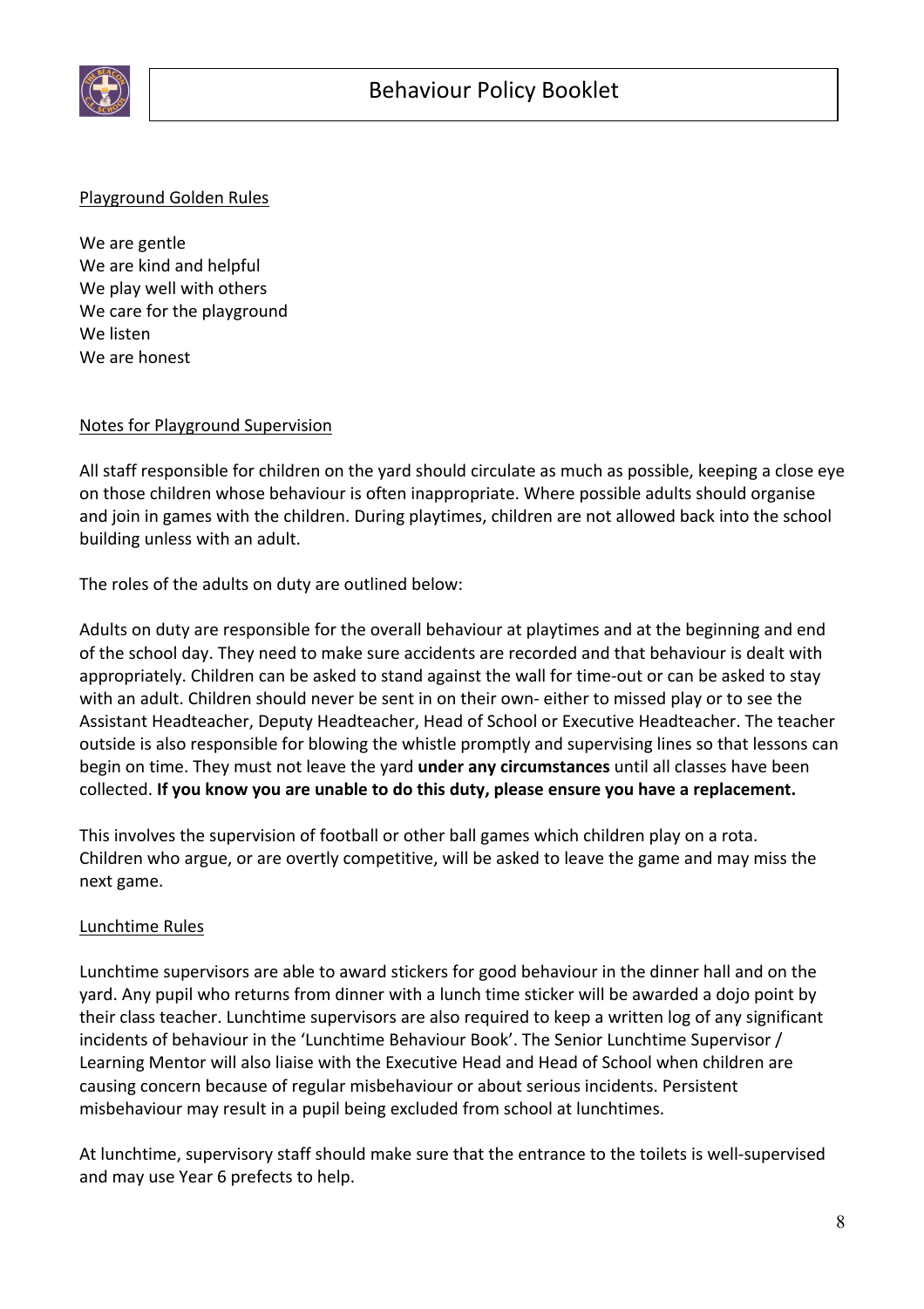## Playground Golden Rules

We are gentle
We are kind and helpful
We play well with others
We care for the playground
We listen
We are honest

## Notes for Playground Supervision

All staff responsible for children on the yard should circulate as much as possible, keeping a close eye on those children whose behaviour is often inappropriate. Where possible adults should organise and join in games with the children. During playtimes, children are not allowed back into the school building unless with an adult.

The roles of the adults on duty are outlined below:

Adults on duty are responsible for the overall behaviour at playtimes and at the beginning and end of the school day. They need to make sure accidents are recorded and that behaviour is dealt with appropriately. Children can be asked to stand against the wall for time-out or can be asked to stay with an adult. Children should never be sent in on their own- either to missed play or to see the Assistant Headteacher, Deputy Headteacher, Head of School or Executive Headteacher. The teacher outside is also responsible for blowing the whistle promptly and supervising lines so that lessons can begin on time. They must not leave the yard **under any circumstances** until all classes have been collected. **If you know you are unable to do this duty, please ensure you have a replacement.**

This involves the supervision of football or other ball games which children play on a rota. Children who argue, or are overtly competitive, will be asked to leave the game and may miss the next game.

## Lunchtime Rules

Lunchtime supervisors are able to award stickers for good behaviour in the dinner hall and on the yard. Any pupil who returns from dinner with a lunch time sticker will be awarded a dojo point by their class teacher. Lunchtime supervisors are also required to keep a written log of any significant incidents of behaviour in the 'Lunchtime Behaviour Book'. The Senior Lunchtime Supervisor / Learning Mentor will also liaise with the Executive Head and Head of School when children are causing concern because of regular misbehaviour or about serious incidents. Persistent misbehaviour may result in a pupil being excluded from school at lunchtimes.

At lunchtime, supervisory staff should make sure that the entrance to the toilets is well-supervised and may use Year 6 prefects to help.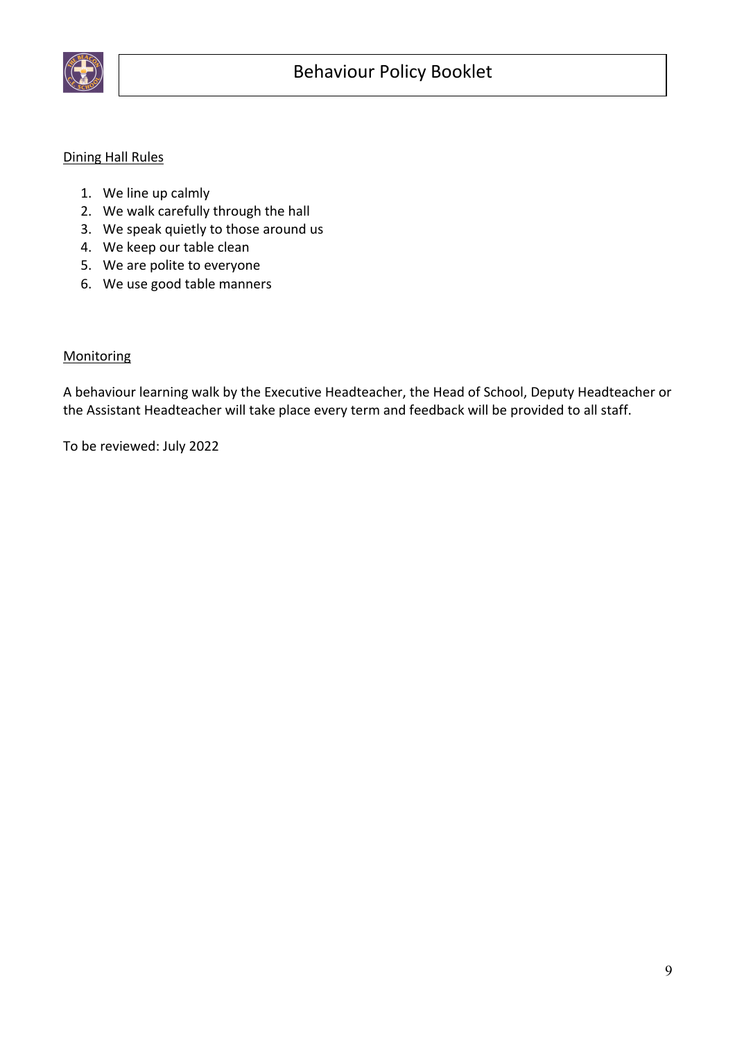## Dining Hall Rules

1. We line up calmly
2. We walk carefully through the hall
3. We speak quietly to those around us
4. We keep our table clean
5. We are polite to everyone
6. We use good table manners

## Monitoring

A behaviour learning walk by the Executive Headteacher, the Head of School, Deputy Headteacher or the Assistant Headteacher will take place every term and feedback will be provided to all staff.

To be reviewed: July 2022